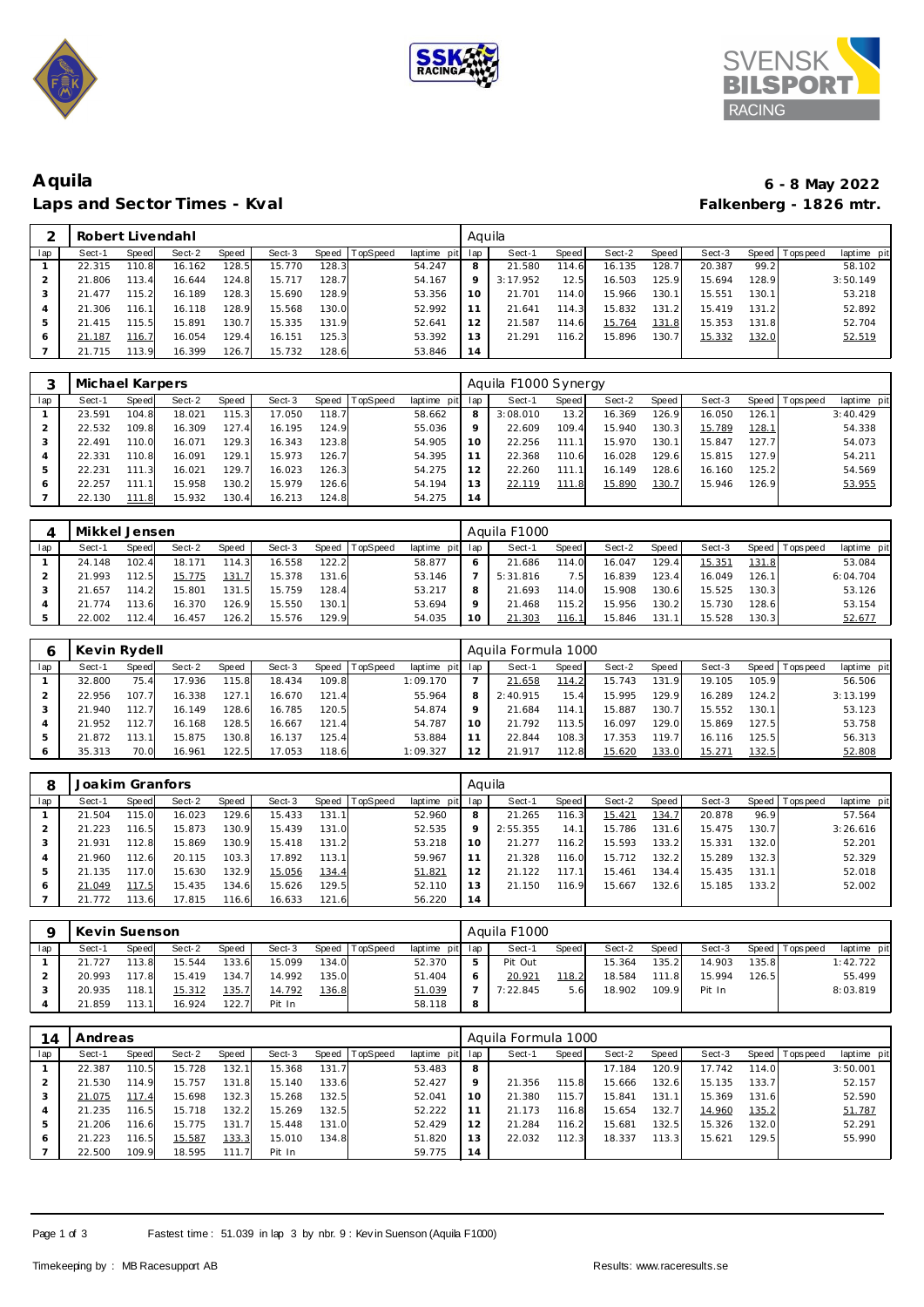# Aquila

## Laps and Sector Times - Kval

**6 - 8 May 2022**

**Falkenberg - 1826 mtr.**

| 2 | Robert Livendahl | | | | | | | | Aquila | | | | | | | | |
|---|---|---|---|---|---|---|---|---|---|---|---|---|---|---|---|---|---|
| lap | Sect-1 | Speed | Sect-2 | Speed | Sect-3 | Speed | TopSpeed | laptime pit | lap | Sect-1 | Speed | Sect-2 | Speed | Sect-3 | Speed | Topspeed | laptime pit |
| 1 | 22.315 | 110.8 | 16.162 | 128.5 | 15.770 | 128.3 | | 54.247 | 8 | 21.580 | 114.6 | 16.135 | 128.7 | 20.387 | 99.2 | | 58.102 |
| 2 | 21.806 | 113.4 | 16.644 | 124.8 | 15.717 | 128.7 | | 54.167 | 9 | 3:17.952 | 12.5 | 16.503 | 125.9 | 15.694 | 128.9 | | 3:50.149 |
| 3 | 21.477 | 115.2 | 16.189 | 128.3 | 15.690 | 128.9 | | 53.356 | 10 | 21.701 | 114.0 | 15.966 | 130.1 | 15.551 | 130.1 | | 53.218 |
| 4 | 21.306 | 116.1 | 16.118 | 128.9 | 15.568 | 130.0 | | 52.992 | 11 | 21.641 | 114.3 | 15.832 | 131.2 | 15.419 | 131.2 | | 52.892 |
| 5 | 21.415 | 115.5 | 15.891 | 130.7 | 15.335 | 131.9 | | 52.641 | 12 | 21.587 | 114.6 | 15.764 | 131.8 | 15.353 | 131.8 | | 52.704 |
| 6 | 21.187 | 116.7 | 16.054 | 129.4 | 16.151 | 125.3 | | 53.392 | 13 | 21.291 | 116.2 | 15.896 | 130.7 | 15.332 | 132.0 | | 52.519 |
| 7 | 21.715 | 113.9 | 16.399 | 126.7 | 15.732 | 128.6 | | 53.846 | 14 | | | | | | | | |

| 3 | Michael Karpers | | | | | | | | Aquila F1000 Synergy | | | | | | | | |
|---|---|---|---|---|---|---|---|---|---|---|---|---|---|---|---|---|---|
| lap | Sect-1 | Speed | Sect-2 | Speed | Sect-3 | Speed | TopSpeed | laptime pit | lap | Sect-1 | Speed | Sect-2 | Speed | Sect-3 | Speed | Topspeed | laptime pit |
| 1 | 23.591 | 104.8 | 18.021 | 115.3 | 17.050 | 118.7 | | 58.662 | 8 | 3:08.010 | 13.2 | 16.369 | 126.9 | 16.050 | 126.1 | | 3:40.429 |
| 2 | 22.532 | 109.8 | 16.309 | 127.4 | 16.195 | 124.9 | | 55.036 | 9 | 22.609 | 109.4 | 15.940 | 130.3 | 15.789 | 128.1 | | 54.338 |
| 3 | 22.491 | 110.0 | 16.071 | 129.3 | 16.343 | 123.8 | | 54.905 | 10 | 22.256 | 111.1 | 15.970 | 130.1 | 15.847 | 127.7 | | 54.073 |
| 4 | 22.331 | 110.8 | 16.091 | 129.1 | 15.973 | 126.7 | | 54.395 | 11 | 22.368 | 110.6 | 16.028 | 129.6 | 15.815 | 127.9 | | 54.211 |
| 5 | 22.231 | 111.3 | 16.021 | 129.7 | 16.023 | 126.3 | | 54.275 | 12 | 22.260 | 111.1 | 16.149 | 128.6 | 16.160 | 125.2 | | 54.569 |
| 6 | 22.257 | 111.1 | 15.958 | 130.2 | 15.979 | 126.6 | | 54.194 | 13 | 22.119 | 111.8 | 15.890 | 130.7 | 15.946 | 126.9 | | 53.955 |
| 7 | 22.130 | 111.8 | 15.932 | 130.4 | 16.213 | 124.8 | | 54.275 | 14 | | | | | | | | |

| 4 | Mikkel Jensen | | | | | | | | Aquila F1000 | | | | | | | | |
|---|---|---|---|---|---|---|---|---|---|---|---|---|---|---|---|---|---|
| lap | Sect-1 | Speed | Sect-2 | Speed | Sect-3 | Speed | TopSpeed | laptime pit | lap | Sect-1 | Speed | Sect-2 | Speed | Sect-3 | Speed | Topspeed | laptime pit |
| 1 | 24.148 | 102.4 | 18.171 | 114.3 | 16.558 | 122.2 | | 58.877 | 6 | 21.686 | 114.0 | 16.047 | 129.4 | 15.351 | 131.8 | | 53.084 |
| 2 | 21.993 | 112.5 | 15.775 | 131.7 | 15.378 | 131.6 | | 53.146 | 7 | 5:31.816 | 7.5 | 16.839 | 123.4 | 16.049 | 126.1 | | 6:04.704 |
| 3 | 21.657 | 114.2 | 15.801 | 131.5 | 15.759 | 128.4 | | 53.217 | 8 | 21.693 | 114.0 | 15.908 | 130.6 | 15.525 | 130.3 | | 53.126 |
| 4 | 21.774 | 113.6 | 16.370 | 126.9 | 15.550 | 130.1 | | 53.694 | 9 | 21.468 | 115.2 | 15.956 | 130.2 | 15.730 | 128.6 | | 53.154 |
| 5 | 22.002 | 112.4 | 16.457 | 126.2 | 15.576 | 129.9 | | 54.035 | 10 | 21.303 | 116.1 | 15.846 | 131.1 | 15.528 | 130.3 | | 52.677 |

| 6 | Kevin Rydell | | | | | | | | Aquila Formula 1000 | | | | | | | | |
|---|---|---|---|---|---|---|---|---|---|---|---|---|---|---|---|---|---|
| lap | Sect-1 | Speed | Sect-2 | Speed | Sect-3 | Speed | TopSpeed | laptime pit | lap | Sect-1 | Speed | Sect-2 | Speed | Sect-3 | Speed | Topspeed | laptime pit |
| 1 | 32.800 | 75.4 | 17.936 | 115.8 | 18.434 | 109.8 | | 1:09.170 | 7 | 21.658 | 114.2 | 15.743 | 131.9 | 19.105 | 105.9 | | 56.506 |
| 2 | 22.956 | 107.7 | 16.338 | 127.1 | 16.670 | 121.4 | | 55.964 | 8 | 2:40.915 | 15.4 | 15.995 | 129.9 | 16.289 | 124.2 | | 3:13.199 |
| 3 | 21.940 | 112.7 | 16.149 | 128.6 | 16.785 | 120.5 | | 54.874 | 9 | 21.684 | 114.1 | 15.887 | 130.7 | 15.552 | 130.1 | | 53.123 |
| 4 | 21.952 | 112.7 | 16.168 | 128.5 | 16.667 | 121.4 | | 54.787 | 10 | 21.792 | 113.5 | 16.097 | 129.0 | 15.869 | 127.5 | | 53.758 |
| 5 | 21.872 | 113.1 | 15.875 | 130.8 | 16.137 | 125.4 | | 53.884 | 11 | 22.844 | 108.3 | 17.353 | 119.7 | 16.116 | 125.5 | | 56.313 |
| 6 | 35.313 | 70.0 | 16.961 | 122.5 | 17.053 | 118.6 | | 1:09.327 | 12 | 21.917 | 112.8 | 15.620 | 133.0 | 15.271 | 132.5 | | 52.808 |

| 8 | Joakim Granfors | | | | | | | | Aquila | | | | | | | | |
|---|---|---|---|---|---|---|---|---|---|---|---|---|---|---|---|---|---|
| lap | Sect-1 | Speed | Sect-2 | Speed | Sect-3 | Speed | TopSpeed | laptime pit | lap | Sect-1 | Speed | Sect-2 | Speed | Sect-3 | Speed | Topspeed | laptime pit |
| 1 | 21.504 | 115.0 | 16.023 | 129.6 | 15.433 | 131.1 | | 52.960 | 8 | 21.265 | 116.3 | 15.421 | 134.7 | 20.878 | 96.9 | | 57.564 |
| 2 | 21.223 | 116.5 | 15.873 | 130.9 | 15.439 | 131.0 | | 52.535 | 9 | 2:55.355 | 14.1 | 15.786 | 131.6 | 15.475 | 130.7 | | 3:26.616 |
| 3 | 21.931 | 112.8 | 15.869 | 130.9 | 15.418 | 131.2 | | 53.218 | 10 | 21.277 | 116.2 | 15.593 | 133.2 | 15.331 | 132.0 | | 52.201 |
| 4 | 21.960 | 112.6 | 20.115 | 103.3 | 17.892 | 113.1 | | 59.967 | 11 | 21.328 | 116.0 | 15.712 | 132.2 | 15.289 | 132.3 | | 52.329 |
| 5 | 21.135 | 117.0 | 15.630 | 132.9 | 15.056 | 134.4 | | 51.821 | 12 | 21.122 | 117.1 | 15.461 | 134.4 | 15.435 | 131.1 | | 52.018 |
| 6 | 21.049 | 117.5 | 15.435 | 134.6 | 15.626 | 129.5 | | 52.110 | 13 | 21.150 | 116.9 | 15.667 | 132.6 | 15.185 | 133.2 | | 52.002 |
| 7 | 21.772 | 113.6 | 17.815 | 116.6 | 16.633 | 121.6 | | 56.220 | 14 | | | | | | | | |

| 9 | Kevin Suenson | | | | | | | | Aquila F1000 | | | | | | | | |
|---|---|---|---|---|---|---|---|---|---|---|---|---|---|---|---|---|---|
| lap | Sect-1 | Speed | Sect-2 | Speed | Sect-3 | Speed | TopSpeed | laptime pit | lap | Sect-1 | Speed | Sect-2 | Speed | Sect-3 | Speed | Topspeed | laptime pit |
| 1 | 21.727 | 113.8 | 15.544 | 133.6 | 15.099 | 134.0 | | 52.370 | 5 | Pit Out | | 15.364 | 135.2 | 14.903 | 135.8 | | 1:42.722 |
| 2 | 20.993 | 117.8 | 15.419 | 134.7 | 14.992 | 135.0 | | 51.404 | 6 | 20.921 | 118.2 | 18.584 | 111.8 | 15.994 | 126.5 | | 55.499 |
| 3 | 20.935 | 118.1 | 15.312 | 135.7 | 14.792 | 136.8 | | 51.039 | 7 | 7:22.845 | 5.6 | 18.902 | 109.9 | Pit In | | | 8:03.819 |
| 4 | 21.859 | 113.1 | 16.924 | 122.7 | Pit In | | | 58.118 | 8 | | | | | | | | |

| 14 | Andreas | | | | | | | | Aquila Formula 1000 | | | | | | | | |
|---|---|---|---|---|---|---|---|---|---|---|---|---|---|---|---|---|---|
| lap | Sect-1 | Speed | Sect-2 | Speed | Sect-3 | Speed | TopSpeed | laptime pit | lap | Sect-1 | Speed | Sect-2 | Speed | Sect-3 | Speed | Topspeed | laptime pit |
| 1 | 22.387 | 110.5 | 15.728 | 132.1 | 15.368 | 131.7 | | 53.483 | 8 | | | 17.184 | 120.9 | 17.742 | 114.0 | | 3:50.001 |
| 2 | 21.530 | 114.9 | 15.757 | 131.8 | 15.140 | 133.6 | | 52.427 | 9 | 21.356 | 115.8 | 15.666 | 132.6 | 15.135 | 133.7 | | 52.157 |
| 3 | 21.075 | 117.4 | 15.698 | 132.3 | 15.268 | 132.5 | | 52.041 | 10 | 21.380 | 115.7 | 15.841 | 131.1 | 15.369 | 131.6 | | 52.590 |
| 4 | 21.235 | 116.5 | 15.718 | 132.2 | 15.269 | 132.5 | | 52.222 | 11 | 21.173 | 116.8 | 15.654 | 132.7 | 14.960 | 135.2 | | 51.787 |
| 5 | 21.206 | 116.6 | 15.775 | 131.7 | 15.448 | 131.0 | | 52.429 | 12 | 21.284 | 116.2 | 15.681 | 132.5 | 15.326 | 132.0 | | 52.291 |
| 6 | 21.223 | 116.5 | 15.587 | 133.3 | 15.010 | 134.8 | | 51.820 | 13 | 22.032 | 112.3 | 18.337 | 113.3 | 15.621 | 129.5 | | 55.990 |
| 7 | 22.500 | 109.9 | 18.595 | 111.7 | Pit In | | | 59.775 | 14 | | | | | | | | |

Fastest time : 51.039 in lap 3 by nbr. 9 : Kevin Suenson (Aquila F1000)

Timekeeping by : MB Racesupport AB

Results: www.raceresults.se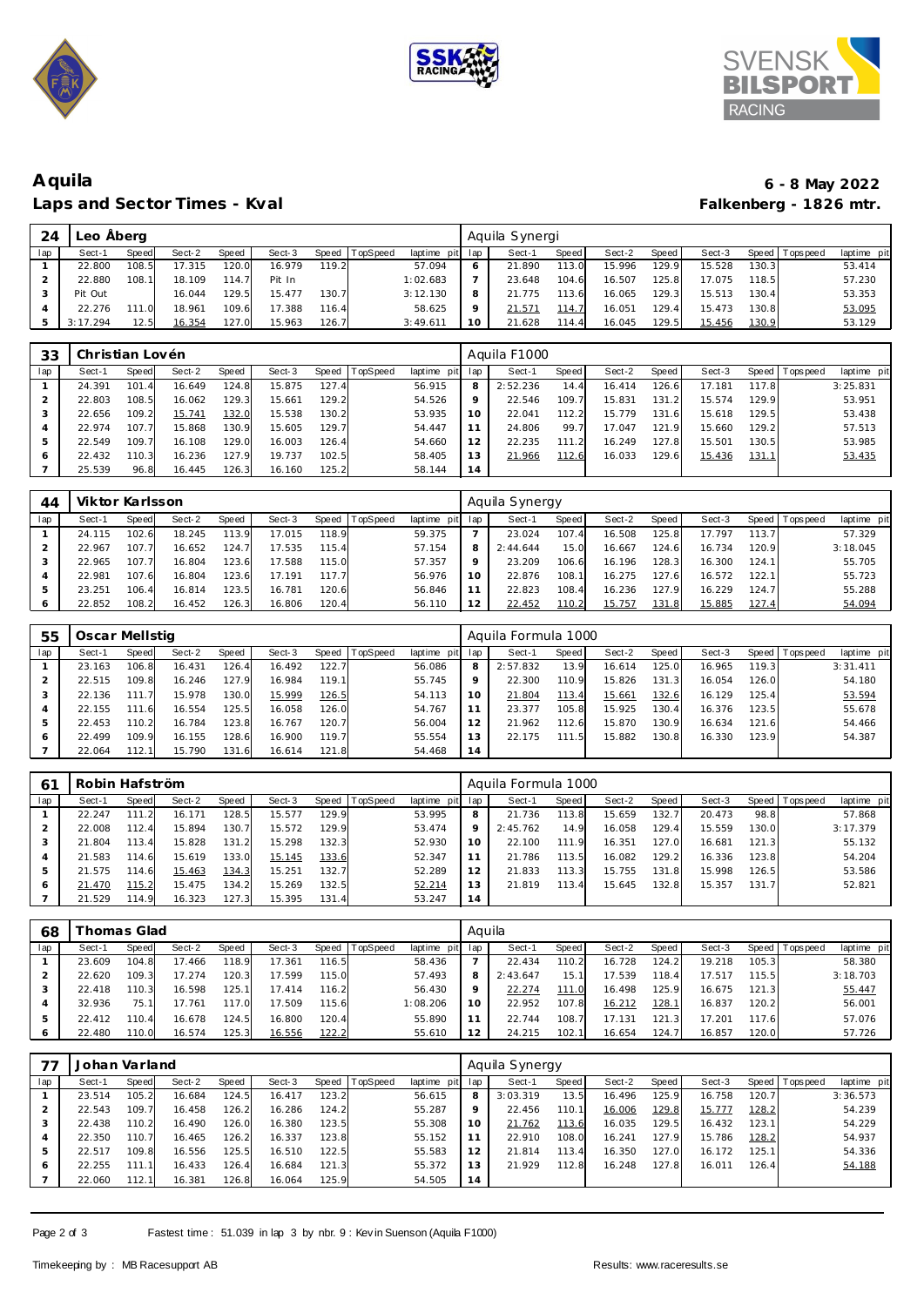# Aquila

## Laps and Sector Times - Kval

**6 - 8 May 2022**

**Falkenberg - 1826 mtr.**

| 24 | Leo Åberg | | | | | | | | Aquila Synergi | | | | | | | | |
|---|---|---|---|---|---|---|---|---|---|---|---|---|---|---|---|---|---|
| lap | Sect-1 | Speed | Sect-2 | Speed | Sect-3 | Speed | TopSpeed | laptime pit | lap | Sect-1 | Speed | Sect-2 | Speed | Sect-3 | Speed | Topspeed | laptime pit |
| 1 | 22.800 | 108.5 | 17.315 | 120.0 | 16.979 | 119.2 | | 57.094 | 6 | 21.890 | 113.0 | 15.996 | 129.9 | 15.528 | 130.3 | | 53.414 |
| 2 | 22.880 | 108.1 | 18.109 | 114.7 | Pit In | | | 1:02.683 | 7 | 23.648 | 104.6 | 16.507 | 125.8 | 17.075 | 118.5 | | 57.230 |
| 3 | Pit Out | | 16.044 | 129.5 | 15.477 | 130.7 | | 3:12.130 | 8 | 21.775 | 113.6 | 16.065 | 129.3 | 15.513 | 130.4 | | 53.353 |
| 4 | 22.276 | 111.0 | 18.961 | 109.6 | 17.388 | 116.4 | | 58.625 | 9 | 21.571 | 114.7 | 16.051 | 129.4 | 15.473 | 130.8 | | 53.095 |
| 5 | 3:17.294 | 12.5 | 16.354 | 127.0 | 15.963 | 126.7 | | 3:49.611 | 10 | 21.628 | 114.4 | 16.045 | 129.5 | 15.456 | 130.9 | | 53.129 |

| 33 | Christian Lovén | | | | | | | | Aquila F1000 | | | | | | | | |
|---|---|---|---|---|---|---|---|---|---|---|---|---|---|---|---|---|---|
| lap | Sect-1 | Speed | Sect-2 | Speed | Sect-3 | Speed | TopSpeed | laptime pit | lap | Sect-1 | Speed | Sect-2 | Speed | Sect-3 | Speed | Topspeed | laptime pit |
| 1 | 24.391 | 101.4 | 16.649 | 124.8 | 15.875 | 127.4 | | 56.915 | 8 | 2:52.236 | 14.4 | 16.414 | 126.6 | 17.181 | 117.8 | | 3:25.831 |
| 2 | 22.803 | 108.5 | 16.062 | 129.3 | 15.661 | 129.2 | | 54.526 | 9 | 22.546 | 109.7 | 15.831 | 131.2 | 15.574 | 129.9 | | 53.951 |
| 3 | 22.656 | 109.2 | 15.741 | 132.0 | 15.538 | 130.2 | | 53.935 | 10 | 22.041 | 112.2 | 15.779 | 131.6 | 15.618 | 129.5 | | 53.438 |
| 4 | 22.974 | 107.7 | 15.868 | 130.9 | 15.605 | 129.7 | | 54.447 | 11 | 24.806 | 99.7 | 17.047 | 121.9 | 15.660 | 129.2 | | 57.513 |
| 5 | 22.549 | 109.7 | 16.108 | 129.0 | 16.003 | 126.4 | | 54.660 | 12 | 22.235 | 111.2 | 16.249 | 127.8 | 15.501 | 130.5 | | 53.985 |
| 6 | 22.432 | 110.3 | 16.236 | 127.9 | 19.737 | 102.5 | | 58.405 | 13 | 21.966 | 112.6 | 16.033 | 129.6 | 15.436 | 131.1 | | 53.435 |
| 7 | 25.539 | 96.8 | 16.445 | 126.3 | 16.160 | 125.2 | | 58.144 | 14 | | | | | | | | |

| 44 | Viktor Karlsson | | | | | | | | Aquila Synergy | | | | | | | | |
|---|---|---|---|---|---|---|---|---|---|---|---|---|---|---|---|---|---|
| lap | Sect-1 | Speed | Sect-2 | Speed | Sect-3 | Speed | TopSpeed | laptime pit | lap | Sect-1 | Speed | Sect-2 | Speed | Sect-3 | Speed | Topspeed | laptime pit |
| 1 | 24.115 | 102.6 | 18.245 | 113.9 | 17.015 | 118.9 | | 59.375 | 7 | 23.024 | 107.4 | 16.508 | 125.8 | 17.797 | 113.7 | | 57.329 |
| 2 | 22.967 | 107.7 | 16.652 | 124.7 | 17.535 | 115.4 | | 57.154 | 8 | 2:44.644 | 15.0 | 16.667 | 124.6 | 16.734 | 120.9 | | 3:18.045 |
| 3 | 22.965 | 107.7 | 16.804 | 123.6 | 17.588 | 115.0 | | 57.357 | 9 | 23.209 | 106.6 | 16.196 | 128.3 | 16.300 | 124.1 | | 55.705 |
| 4 | 22.981 | 107.6 | 16.804 | 123.6 | 17.191 | 117.7 | | 56.976 | 10 | 22.876 | 108.1 | 16.275 | 127.6 | 16.572 | 122.1 | | 55.723 |
| 5 | 23.251 | 106.4 | 16.814 | 123.5 | 16.781 | 120.6 | | 56.846 | 11 | 22.823 | 108.4 | 16.236 | 127.9 | 16.229 | 124.7 | | 55.288 |
| 6 | 22.852 | 108.2 | 16.452 | 126.3 | 16.806 | 120.4 | | 56.110 | 12 | 22.452 | 110.2 | 15.757 | 131.8 | 15.885 | 127.4 | | 54.094 |

| 55 | Oscar Mellstig | | | | | | | | Aquila Formula 1000 | | | | | | | | |
|---|---|---|---|---|---|---|---|---|---|---|---|---|---|---|---|---|---|
| lap | Sect-1 | Speed | Sect-2 | Speed | Sect-3 | Speed | TopSpeed | laptime pit | lap | Sect-1 | Speed | Sect-2 | Speed | Sect-3 | Speed | Topspeed | laptime pit |
| 1 | 23.163 | 106.8 | 16.431 | 126.4 | 16.492 | 122.7 | | 56.086 | 8 | 2:57.832 | 13.9 | 16.614 | 125.0 | 16.965 | 119.3 | | 3:31.411 |
| 2 | 22.515 | 109.8 | 16.246 | 127.9 | 16.984 | 119.1 | | 55.745 | 9 | 22.300 | 110.9 | 15.826 | 131.3 | 16.054 | 126.0 | | 54.180 |
| 3 | 22.136 | 111.7 | 15.978 | 130.0 | 15.999 | 126.5 | | 54.113 | 10 | 21.804 | 113.4 | 15.661 | 132.6 | 16.129 | 125.4 | | 53.594 |
| 4 | 22.155 | 111.6 | 16.554 | 125.5 | 16.058 | 126.0 | | 54.767 | 11 | 23.377 | 105.8 | 15.925 | 130.4 | 16.376 | 123.5 | | 55.678 |
| 5 | 22.453 | 110.2 | 16.784 | 123.8 | 16.767 | 120.7 | | 56.004 | 12 | 21.962 | 112.6 | 15.870 | 130.9 | 16.634 | 121.6 | | 54.466 |
| 6 | 22.499 | 109.9 | 16.155 | 128.6 | 16.900 | 119.7 | | 55.554 | 13 | 22.175 | 111.5 | 15.882 | 130.8 | 16.330 | 123.9 | | 54.387 |
| 7 | 22.064 | 112.1 | 15.790 | 131.6 | 16.614 | 121.8 | | 54.468 | 14 | | | | | | | | |

| 61 | Robin Hafström | | | | | | | | Aquila Formula 1000 | | | | | | | | |
|---|---|---|---|---|---|---|---|---|---|---|---|---|---|---|---|---|---|
| lap | Sect-1 | Speed | Sect-2 | Speed | Sect-3 | Speed | TopSpeed | laptime pit | lap | Sect-1 | Speed | Sect-2 | Speed | Sect-3 | Speed | Topspeed | laptime pit |
| 1 | 22.247 | 111.2 | 16.171 | 128.5 | 15.577 | 129.9 | | 53.995 | 8 | 21.736 | 113.8 | 15.659 | 132.7 | 20.473 | 98.8 | | 57.868 |
| 2 | 22.008 | 112.4 | 15.894 | 130.7 | 15.572 | 129.9 | | 53.474 | 9 | 2:45.762 | 14.9 | 16.058 | 129.4 | 15.559 | 130.0 | | 3:17.379 |
| 3 | 21.804 | 113.4 | 15.828 | 131.2 | 15.298 | 132.3 | | 52.930 | 10 | 22.100 | 111.9 | 16.351 | 127.0 | 16.681 | 121.3 | | 55.132 |
| 4 | 21.583 | 114.6 | 15.619 | 133.0 | 15.145 | 133.6 | | 52.347 | 11 | 21.786 | 113.5 | 16.082 | 129.2 | 16.336 | 123.8 | | 54.204 |
| 5 | 21.575 | 114.6 | 15.463 | 134.3 | 15.251 | 132.7 | | 52.289 | 12 | 21.833 | 113.3 | 15.755 | 131.8 | 15.998 | 126.5 | | 53.586 |
| 6 | 21.470 | 115.2 | 15.475 | 134.2 | 15.269 | 132.5 | | 52.214 | 13 | 21.819 | 113.4 | 15.645 | 132.8 | 15.357 | 131.7 | | 52.821 |
| 7 | 21.529 | 114.9 | 16.323 | 127.3 | 15.395 | 131.4 | | 53.247 | 14 | | | | | | | | |

| 68 | Thomas Glad | | | | | | | | Aquila | | | | | | | | |
|---|---|---|---|---|---|---|---|---|---|---|---|---|---|---|---|---|---|
| lap | Sect-1 | Speed | Sect-2 | Speed | Sect-3 | Speed | TopSpeed | laptime pit | lap | Sect-1 | Speed | Sect-2 | Speed | Sect-3 | Speed | Topspeed | laptime pit |
| 1 | 23.609 | 104.8 | 17.466 | 118.9 | 17.361 | 116.5 | | 58.436 | 7 | 22.434 | 110.2 | 16.728 | 124.2 | 19.218 | 105.3 | | 58.380 |
| 2 | 22.620 | 109.3 | 17.274 | 120.3 | 17.599 | 115.0 | | 57.493 | 8 | 2:43.647 | 15.1 | 17.539 | 118.4 | 17.517 | 115.5 | | 3:18.703 |
| 3 | 22.418 | 110.3 | 16.598 | 125.1 | 17.414 | 116.2 | | 56.430 | 9 | 22.274 | 111.0 | 16.498 | 125.9 | 16.675 | 121.3 | | 55.447 |
| 4 | 32.936 | 75.1 | 17.761 | 117.0 | 17.509 | 115.6 | | 1:08.206 | 10 | 22.952 | 107.8 | 16.212 | 128.1 | 16.837 | 120.2 | | 56.001 |
| 5 | 22.412 | 110.4 | 16.678 | 124.5 | 16.800 | 120.4 | | 55.890 | 11 | 22.744 | 108.7 | 17.131 | 121.3 | 17.201 | 117.6 | | 57.076 |
| 6 | 22.480 | 110.0 | 16.574 | 125.3 | 16.556 | 122.2 | | 55.610 | 12 | 24.215 | 102.1 | 16.654 | 124.7 | 16.857 | 120.0 | | 57.726 |

| 77 | Johan Varland | | | | | | | | Aquila Synergy | | | | | | | | |
|---|---|---|---|---|---|---|---|---|---|---|---|---|---|---|---|---|---|
| lap | Sect-1 | Speed | Sect-2 | Speed | Sect-3 | Speed | TopSpeed | laptime pit | lap | Sect-1 | Speed | Sect-2 | Speed | Sect-3 | Speed | Topspeed | laptime pit |
| 1 | 23.514 | 105.2 | 16.684 | 124.5 | 16.417 | 123.2 | | 56.615 | 8 | 3:03.319 | 13.5 | 16.496 | 125.9 | 16.758 | 120.7 | | 3:36.573 |
| 2 | 22.543 | 109.7 | 16.458 | 126.2 | 16.286 | 124.2 | | 55.287 | 9 | 22.456 | 110.1 | 16.006 | 129.8 | 15.777 | 128.2 | | 54.239 |
| 3 | 22.438 | 110.2 | 16.490 | 126.0 | 16.380 | 123.5 | | 55.308 | 10 | 21.762 | 113.6 | 16.035 | 129.5 | 16.432 | 123.1 | | 54.229 |
| 4 | 22.350 | 110.7 | 16.465 | 126.2 | 16.337 | 123.8 | | 55.152 | 11 | 22.910 | 108.0 | 16.241 | 127.9 | 15.786 | 128.2 | | 54.937 |
| 5 | 22.517 | 109.8 | 16.556 | 125.5 | 16.510 | 122.5 | | 55.583 | 12 | 21.814 | 113.4 | 16.350 | 127.0 | 16.172 | 125.1 | | 54.336 |
| 6 | 22.255 | 111.1 | 16.433 | 126.4 | 16.684 | 121.3 | | 55.372 | 13 | 21.929 | 112.8 | 16.248 | 127.8 | 16.011 | 126.4 | | 54.188 |
| 7 | 22.060 | 112.1 | 16.381 | 126.8 | 16.064 | 125.9 | | 54.505 | 14 | | | | | | | | |

Fastest time : 51.039 in lap 3 by nbr. 9 : Kevin Suenson (Aquila F1000)

Timekeeping by : MB Racesupport AB

Results: www.raceresults.se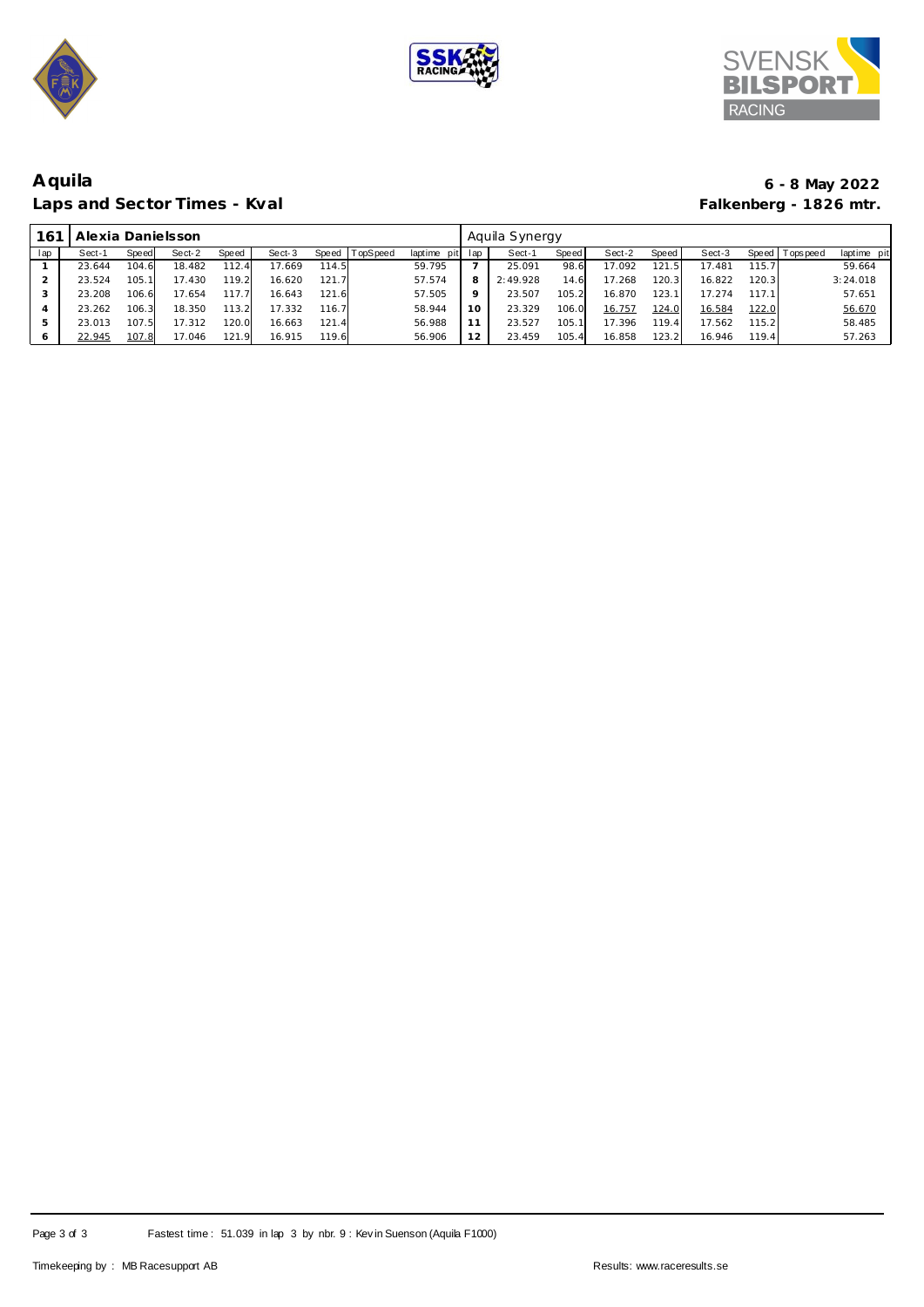# Aquila

## Laps and Sector Times - Kval

**6 - 8 May 2022**

**Falkenberg - 1826 mtr.**

| 161 | Alexia Danielsson | | | | | | | | Aquila Synergy | | | | | | | | |
|---|---|---|---|---|---|---|---|---|---|---|---|---|---|---|---|---|---|
| lap | Sect-1 | Speed | Sect-2 | Speed | Sect-3 | Speed | TopSpeed | laptime pit | lap | Sect-1 | Speed | Sect-2 | Speed | Sect-3 | Speed | Topspeed | laptime pit |
| 1 | 23.644 | 104.6 | 18.482 | 112.4 | 17.669 | 114.5 | | 59.795 | 7 | 25.091 | 98.6 | 17.092 | 121.5 | 17.481 | 115.7 | | 59.664 |
| 2 | 23.524 | 105.1 | 17.430 | 119.2 | 16.620 | 121.7 | | 57.574 | 8 | 2:49.928 | 14.6 | 17.268 | 120.3 | 16.822 | 120.3 | | 3:24.018 |
| 3 | 23.208 | 106.6 | 17.654 | 117.7 | 16.643 | 121.6 | | 57.505 | 9 | 23.507 | 105.2 | 16.870 | 123.1 | 17.274 | 117.1 | | 57.651 |
| 4 | 23.262 | 106.3 | 18.350 | 113.2 | 17.332 | 116.7 | | 58.944 | 10 | 23.329 | 106.0 | 16.757 | 124.0 | 16.584 | 122.0 | | 56.670 |
| 5 | 23.013 | 107.5 | 17.312 | 120.0 | 16.663 | 121.4 | | 56.988 | 11 | 23.527 | 105.1 | 17.396 | 119.4 | 17.562 | 115.2 | | 58.485 |
| 6 | 22.945 | 107.8 | 17.046 | 121.9 | 16.915 | 119.6 | | 56.906 | 12 | 23.459 | 105.4 | 16.858 | 123.2 | 16.946 | 119.4 | | 57.263 |

Fastest time : 51.039 in lap 3 by nbr. 9 : Kevin Suenson (Aquila F1000)

Timekeeping by : MB Racesupport AB

Results: www.raceresults.se